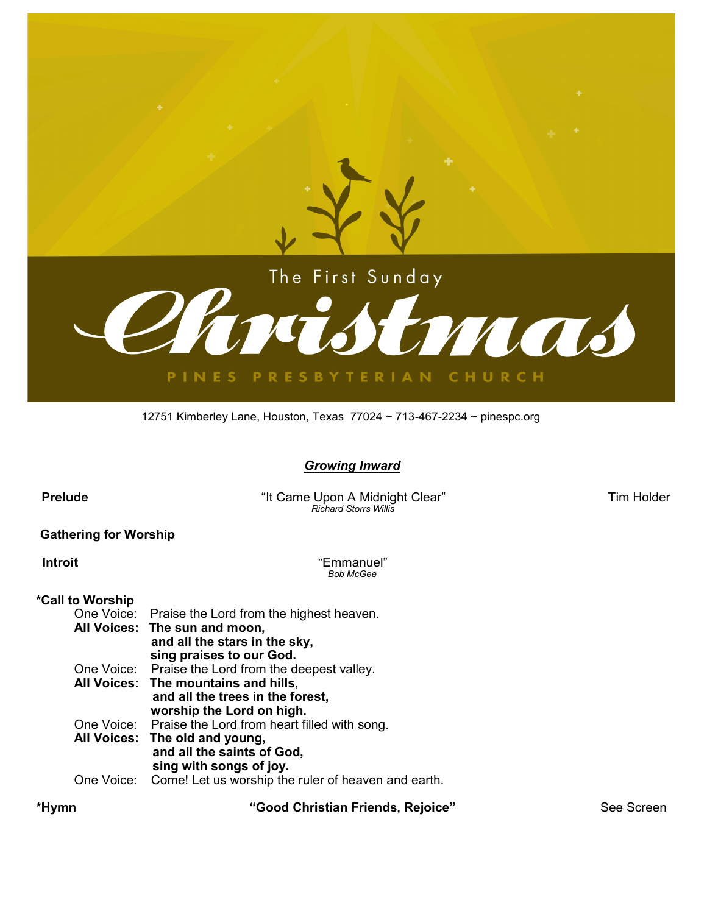The First Sunday

# Christmas

PINES PRESBYTERIAN CHURCH

12751 Kimberley Lane, Houston, Texas 77024 ~ 713-467-2234 ~ pinespc.org

## ***Growing Inward***

**Prelude** "It Came Upon A Midnight Clear" Tim Holder
*Richard Storrs Willis*

**Gathering for Worship**

**Introit** "Emmanuel"
*Bob McGee*

**\*Call to Worship**

One Voice: Praise the Lord from the highest heaven.
**All Voices: The sun and moon,**
**and all the stars in the sky,**
**sing praises to our God.**
One Voice: Praise the Lord from the deepest valley.
**All Voices: The mountains and hills,**
**and all the trees in the forest,**
**worship the Lord on high.**
One Voice: Praise the Lord from heart filled with song.
**All Voices: The old and young,**
**and all the saints of God,**
**sing with songs of joy.**
One Voice: Come! Let us worship the ruler of heaven and earth.

**\*Hymn** **"Good Christian Friends, Rejoice"** See Screen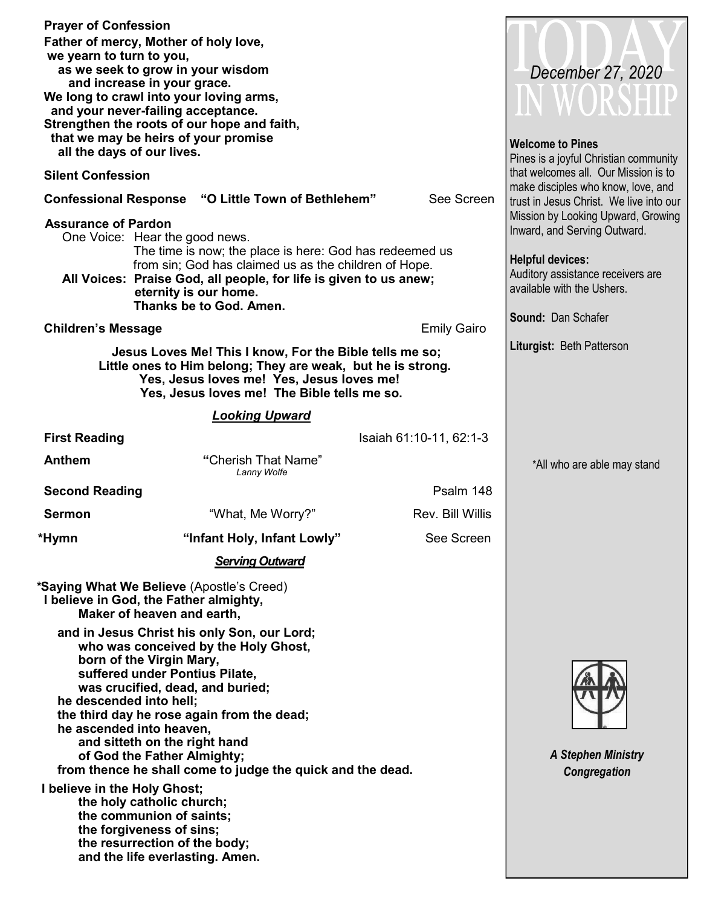**Prayer of Confession**

**Father of mercy, Mother of holy love,**
**we yearn to turn to you,**
**as we seek to grow in your wisdom**
**and increase in your grace.**
**We long to crawl into your loving arms,**
**and your never-failing acceptance.**
**Strengthen the roots of our hope and faith,**
**that we may be heirs of your promise**
**all the days of our lives.**

**Silent Confession**

**Confessional Response** **"O Little Town of Bethlehem"** See Screen

**Assurance of Pardon**

One Voice: Hear the good news.
The time is now; the place is here: God has redeemed us from sin; God has claimed us as the children of Hope.

**All Voices: Praise God, all people, for life is given to us anew;**
**eternity is our home.**
**Thanks be to God. Amen.**

**Children's Message** Emily Gairo

**Jesus Loves Me! This I know, For the Bible tells me so;**
**Little ones to Him belong; They are weak, but he is strong.**
**Yes, Jesus loves me! Yes, Jesus loves me!**
**Yes, Jesus loves me! The Bible tells me so.**

***Looking Upward***

**First Reading** Isaiah 61:10-11, 62:1-3

**Anthem** **"**Cherish That Name" *Lanny Wolfe*

**Second Reading** Psalm 148

**Sermon** "What, Me Worry?" Rev. Bill Willis

***Hymn** **"Infant Holy, Infant Lowly"** See Screen

***Serving Outward***

***Saying What We Believe** (Apostle's Creed)

**I believe in God, the Father almighty,**
**Maker of heaven and earth,**

**and in Jesus Christ his only Son, our Lord;**
**who was conceived by the Holy Ghost,**
**born of the Virgin Mary,**
**suffered under Pontius Pilate,**
**was crucified, dead, and buried;**
**he descended into hell;**
**the third day he rose again from the dead;**
**he ascended into heaven,**
**and sitteth on the right hand**
**of God the Father Almighty;**
**from thence he shall come to judge the quick and the dead.**

**I believe in the Holy Ghost;**
**the holy catholic church;**
**the communion of saints;**
**the forgiveness of sins;**
**the resurrection of the body;**
**and the life everlasting. Amen.**

# TODAY IN WORSHIP

*December 27, 2020*

**Welcome to Pines**
Pines is a joyful Christian community that welcomes all. Our Mission is to make disciples who know, love, and trust in Jesus Christ. We live into our Mission by Looking Upward, Growing Inward, and Serving Outward.

**Helpful devices:**
Auditory assistance receivers are available with the Ushers.

**Sound:** Dan Schafer

**Liturgist:** Beth Patterson

*All who are able may stand

***A Stephen Ministry Congregation***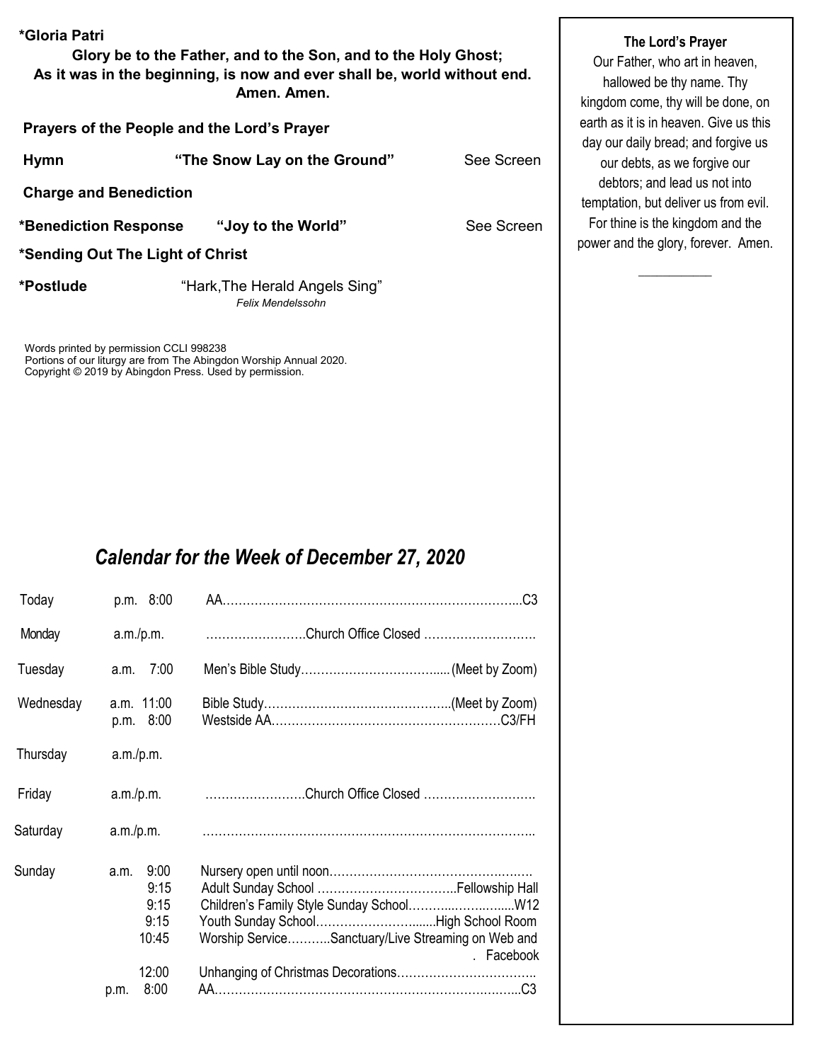**\*Gloria Patri**

**Glory be to the Father, and to the Son, and to the Holy Ghost;**
**As it was in the beginning, is now and ever shall be, world without end.**
**Amen. Amen.**

**Prayers of the People and the Lord's Prayer**

**Hymn** **"The Snow Lay on the Ground"** See Screen

**Charge and Benediction**

**\*Benediction Response** **"Joy to the World"** See Screen

**\*Sending Out The Light of Christ**

**\*Postlude** "Hark,The Herald Angels Sing"
*Felix Mendelssohn*

Words printed by permission CCLI 998238
Portions of our liturgy are from The Abingdon Worship Annual 2020.
Copyright © 2019 by Abingdon Press. Used by permission.

**The Lord's Prayer**

Our Father, who art in heaven, hallowed be thy name. Thy kingdom come, thy will be done, on earth as it is in heaven. Give us this day our daily bread; and forgive us our debts, as we forgive our debtors; and lead us not into temptation, but deliver us from evil. For thine is the kingdom and the power and the glory, forever. Amen.

## *Calendar for the Week of December 27, 2020*

| Day | Time | Event |
|---|---|---|
| Today | p.m. 8:00 | AA……………………………………………………………...C3 |
| Monday | a.m./p.m. | …………………….Church Office Closed ………………………. |
| Tuesday | a.m. 7:00 | Men's Bible Study…………………………….....(Meet by Zoom) |
| Wednesday | a.m. 11:00 | Bible Study………………………………………..(Meet by Zoom) |
| | p.m. 8:00 | Westside AA…………………………………………………C3/FH |
| Thursday | a.m./p.m. | |
| Friday | a.m./p.m. | …………………….Church Office Closed ………………………. |
| Saturday | a.m./p.m. | ……………………………………………………………………….. |
| Sunday | a.m. 9:00 | Nursery open until noon…………………………………….…….. |
| | 9:15 | Adult Sunday School ……………………………..Fellowship Hall |
| | 9:15 | Children's Family Style Sunday School………...……..…....W12 |
| | 9:15 | Youth Sunday School……………………......High School Room |
| | 10:45 | Worship Service………..Sanctuary/Live Streaming on Web and Facebook |
| | 12:00 | Unhanging of Christmas Decorations…………………………….. |
| | p.m. 8:00 | AA…………………………………………………………….…...C3 |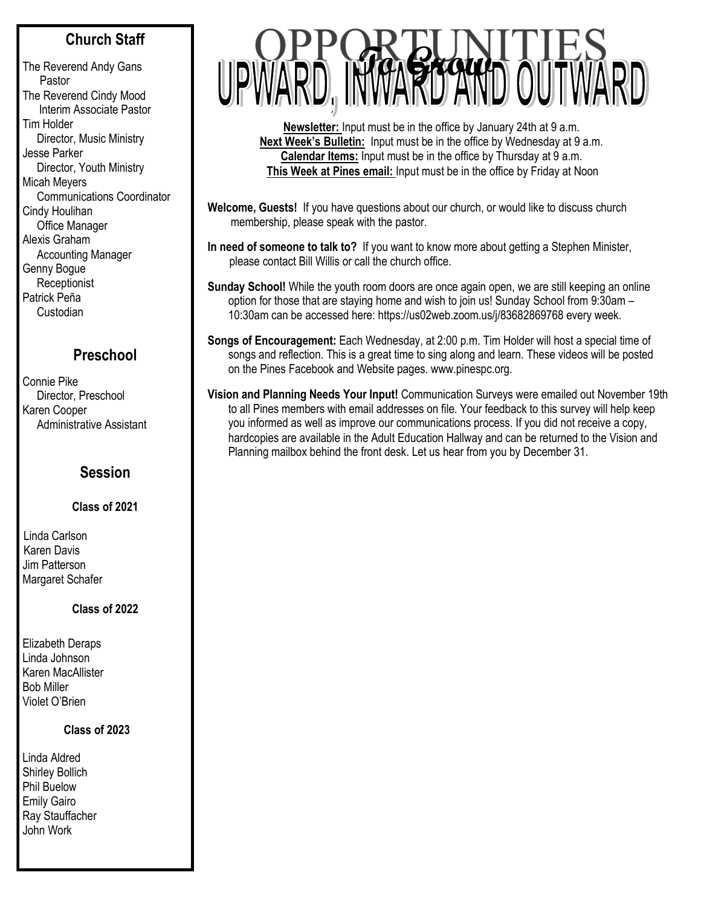## Church Staff

The Reverend Andy Gans
Pastor
The Reverend Cindy Mood
Interim Associate Pastor
Tim Holder
Director, Music Ministry
Jesse Parker
Director, Youth Ministry
Micah Meyers
Communications Coordinator
Cindy Houlihan
Office Manager
Alexis Graham
Accounting Manager
Genny Bogue
Receptionist
Patrick Peña
Custodian

## Preschool

Connie Pike
Director, Preschool
Karen Cooper
Administrative Assistant

## Session

### Class of 2021

Linda Carlson
Karen Davis
Jim Patterson
Margaret Schafer

### Class of 2022

Elizabeth Deraps
Linda Johnson
Karen MacAllister
Bob Miller
Violet O'Brien

### Class of 2023

Linda Aldred
Shirley Bollich
Phil Buelow
Emily Gairo
Ray Stauffacher
John Work

# OPPORTUNITIES To Grow UPWARD, INWARD AND OUTWARD

**Newsletter:** Input must be in the office by January 24th at 9 a.m.
**Next Week's Bulletin:** Input must be in the office by Wednesday at 9 a.m.
**Calendar Items:** Input must be in the office by Thursday at 9 a.m.
**This Week at Pines email:** Input must be in the office by Friday at Noon

**Welcome, Guests!** If you have questions about our church, or would like to discuss church membership, please speak with the pastor.

**In need of someone to talk to?** If you want to know more about getting a Stephen Minister, please contact Bill Willis or call the church office.

**Sunday School!** While the youth room doors are once again open, we are still keeping an online option for those that are staying home and wish to join us! Sunday School from 9:30am – 10:30am can be accessed here: https://us02web.zoom.us/j/83682869768 every week.

**Songs of Encouragement:** Each Wednesday, at 2:00 p.m. Tim Holder will host a special time of songs and reflection. This is a great time to sing along and learn. These videos will be posted on the Pines Facebook and Website pages. www.pinespc.org.

**Vision and Planning Needs Your Input!** Communication Surveys were emailed out November 19th to all Pines members with email addresses on file. Your feedback to this survey will help keep you informed as well as improve our communications process. If you did not receive a copy, hardcopies are available in the Adult Education Hallway and can be returned to the Vision and Planning mailbox behind the front desk. Let us hear from you by December 31.